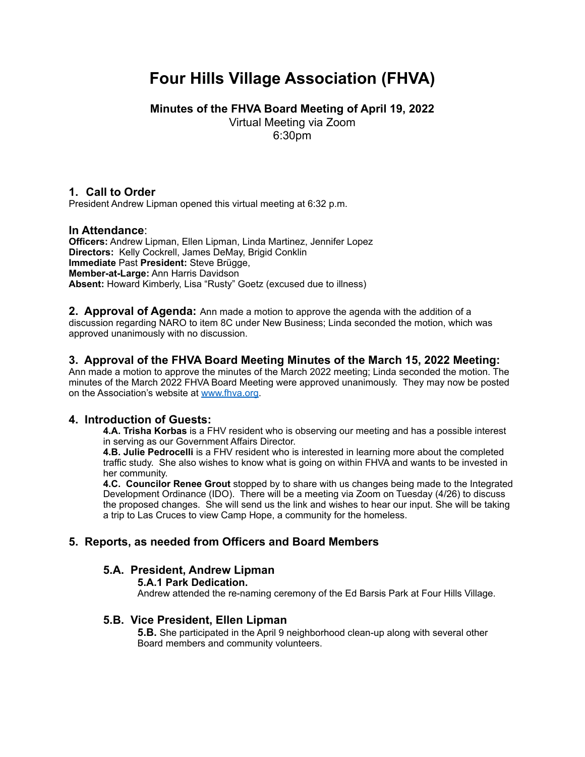# Four Hills Village Association (FHVA)

**Minutes of the FHVA Board Meeting of April 19, 2022**

Virtual Meeting via Zoom

6:30pm

## 1. Call to Order

President Andrew Lipman opened this virtual meeting at 6:32 p.m.

### In Attendance:

**Officers:** Andrew Lipman, Ellen Lipman, Linda Martinez, Jennifer Lopez
**Directors:** Kelly Cockrell, James DeMay, Brigid Conklin
**Immediate** Past **President:** Steve Brügge,
**Member-at-Large:** Ann Harris Davidson
**Absent:** Howard Kimberly, Lisa "Rusty" Goetz (excused due to illness)

**2. Approval of Agenda:** Ann made a motion to approve the agenda with the addition of a discussion regarding NARO to item 8C under New Business; Linda seconded the motion, which was approved unanimously with no discussion.

## 3. Approval of the FHVA Board Meeting Minutes of the March 15, 2022 Meeting:

Ann made a motion to approve the minutes of the March 2022 meeting; Linda seconded the motion. The minutes of the March 2022 FHVA Board Meeting were approved unanimously. They may now be posted on the Association's website at [www.fhva.org](www.fhva.org).

## 4. Introduction of Guests:

**4.A. Trisha Korbas** is a FHV resident who is observing our meeting and has a possible interest in serving as our Government Affairs Director.

**4.B. Julie Pedrocelli** is a FHV resident who is interested in learning more about the completed traffic study. She also wishes to know what is going on within FHVA and wants to be invested in her community.

**4.C. Councilor Renee Grout** stopped by to share with us changes being made to the Integrated Development Ordinance (IDO). There will be a meeting via Zoom on Tuesday (4/26) to discuss the proposed changes. She will send us the link and wishes to hear our input. She will be taking a trip to Las Cruces to view Camp Hope, a community for the homeless.

## 5. Reports, as needed from Officers and Board Members

### 5.A. President, Andrew Lipman

**5.A.1 Park Dedication.**

Andrew attended the re-naming ceremony of the Ed Barsis Park at Four Hills Village.

### 5.B. Vice President, Ellen Lipman

**5.B.** She participated in the April 9 neighborhood clean-up along with several other Board members and community volunteers.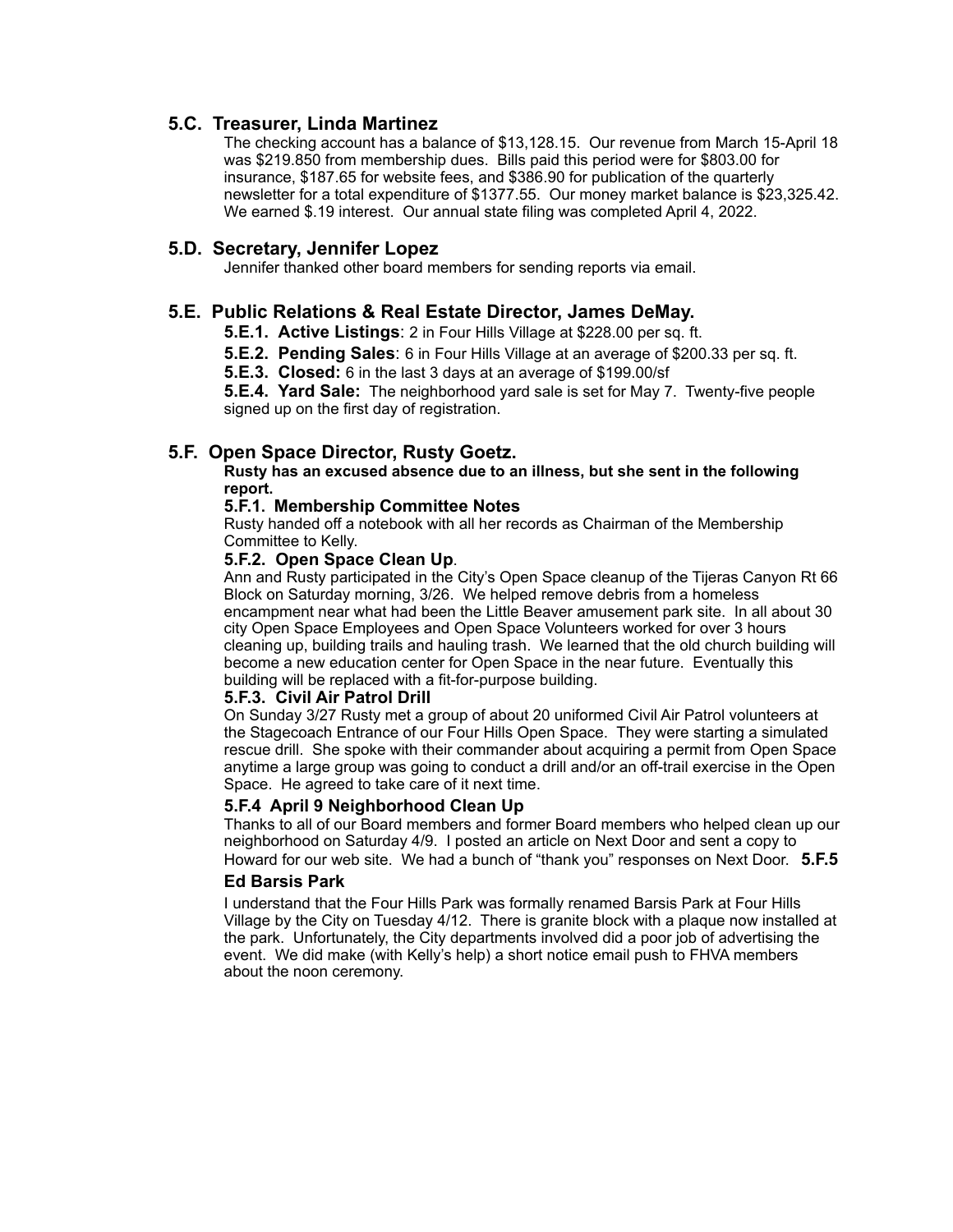## 5.C. Treasurer, Linda Martinez

The checking account has a balance of $13,128.15. Our revenue from March 15-April 18 was $219.850 from membership dues. Bills paid this period were for $803.00 for insurance, $187.65 for website fees, and $386.90 for publication of the quarterly newsletter for a total expenditure of $1377.55. Our money market balance is $23,325.42. We earned $.19 interest. Our annual state filing was completed April 4, 2022.

## 5.D. Secretary, Jennifer Lopez

Jennifer thanked other board members for sending reports via email.

## 5.E. Public Relations & Real Estate Director, James DeMay.

**5.E.1. Active Listings**: 2 in Four Hills Village at $228.00 per sq. ft.

**5.E.2. Pending Sales**: 6 in Four Hills Village at an average of $200.33 per sq. ft.

**5.E.3. Closed:** 6 in the last 3 days at an average of $199.00/sf

**5.E.4. Yard Sale:** The neighborhood yard sale is set for May 7. Twenty-five people signed up on the first day of registration.

## 5.F. Open Space Director, Rusty Goetz.

**Rusty has an excused absence due to an illness, but she sent in the following report.**

### 5.F.1. Membership Committee Notes

Rusty handed off a notebook with all her records as Chairman of the Membership Committee to Kelly.

### 5.F.2. Open Space Clean Up.

Ann and Rusty participated in the City's Open Space cleanup of the Tijeras Canyon Rt 66 Block on Saturday morning, 3/26. We helped remove debris from a homeless encampment near what had been the Little Beaver amusement park site. In all about 30 city Open Space Employees and Open Space Volunteers worked for over 3 hours cleaning up, building trails and hauling trash. We learned that the old church building will become a new education center for Open Space in the near future. Eventually this building will be replaced with a fit-for-purpose building.

### 5.F.3. Civil Air Patrol Drill

On Sunday 3/27 Rusty met a group of about 20 uniformed Civil Air Patrol volunteers at the Stagecoach Entrance of our Four Hills Open Space. They were starting a simulated rescue drill. She spoke with their commander about acquiring a permit from Open Space anytime a large group was going to conduct a drill and/or an off-trail exercise in the Open Space. He agreed to take care of it next time.

### 5.F.4 April 9 Neighborhood Clean Up

Thanks to all of our Board members and former Board members who helped clean up our neighborhood on Saturday 4/9. I posted an article on Next Door and sent a copy to Howard for our web site. We had a bunch of "thank you" responses on Next Door.

### 5.F.5 Ed Barsis Park

I understand that the Four Hills Park was formally renamed Barsis Park at Four Hills Village by the City on Tuesday 4/12. There is granite block with a plaque now installed at the park. Unfortunately, the City departments involved did a poor job of advertising the event. We did make (with Kelly's help) a short notice email push to FHVA members about the noon ceremony.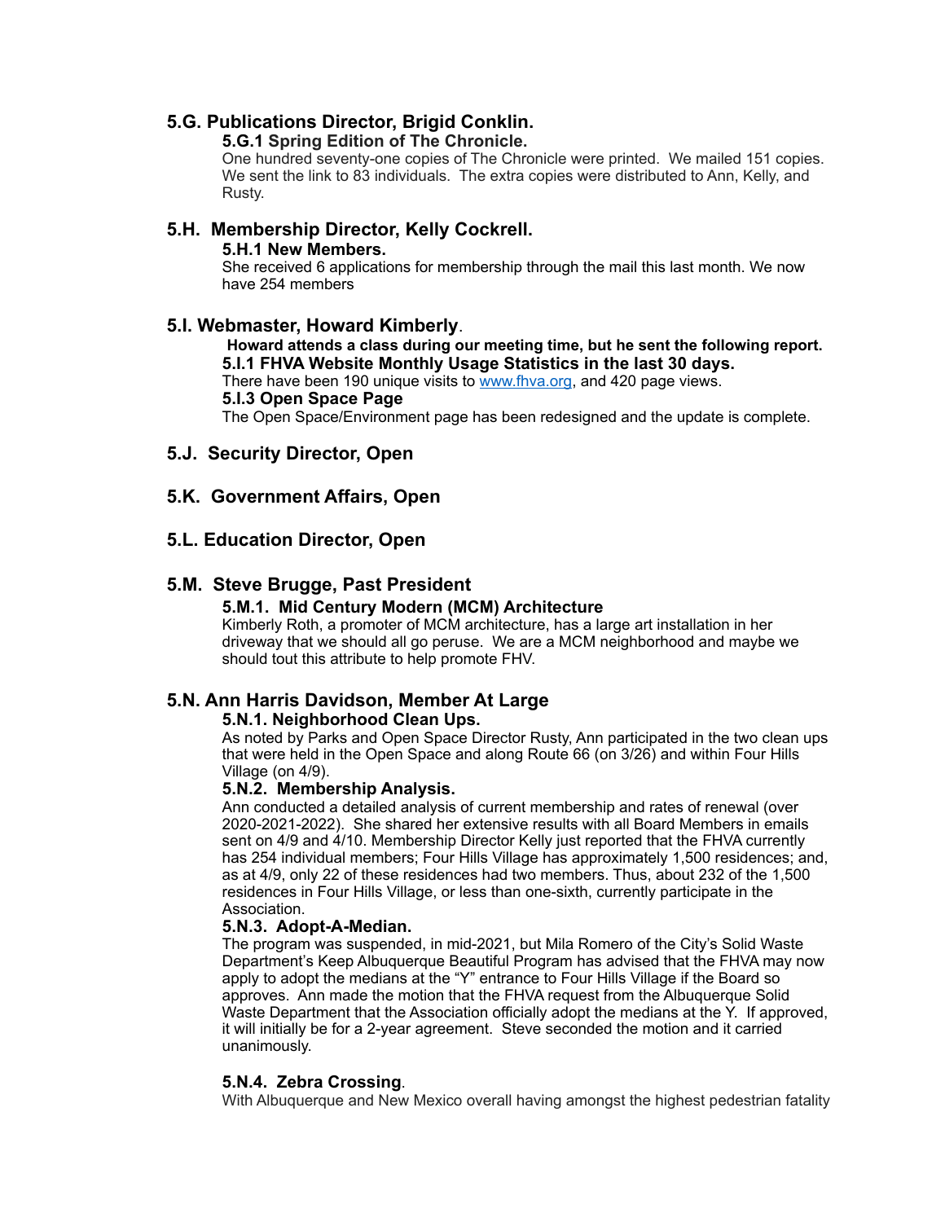## 5.G. Publications Director, Brigid Conklin.

### 5.G.1 Spring Edition of The Chronicle.

One hundred seventy-one copies of The Chronicle were printed. We mailed 151 copies. We sent the link to 83 individuals. The extra copies were distributed to Ann, Kelly, and Rusty.

## 5.H. Membership Director, Kelly Cockrell.

### 5.H.1 New Members.

She received 6 applications for membership through the mail this last month. We now have 254 members

## 5.I. Webmaster, Howard Kimberly.

**Howard attends a class during our meeting time, but he sent the following report.**

### 5.I.1 FHVA Website Monthly Usage Statistics in the last 30 days.

There have been 190 unique visits to www.fhva.org, and 420 page views.

### 5.I.3 Open Space Page

The Open Space/Environment page has been redesigned and the update is complete.

## 5.J. Security Director, Open

## 5.K. Government Affairs, Open

## 5.L. Education Director, Open

## 5.M. Steve Brugge, Past President

### 5.M.1. Mid Century Modern (MCM) Architecture

Kimberly Roth, a promoter of MCM architecture, has a large art installation in her driveway that we should all go peruse. We are a MCM neighborhood and maybe we should tout this attribute to help promote FHV.

## 5.N. Ann Harris Davidson, Member At Large

### 5.N.1. Neighborhood Clean Ups.

As noted by Parks and Open Space Director Rusty, Ann participated in the two clean ups that were held in the Open Space and along Route 66 (on 3/26) and within Four Hills Village (on 4/9).

### 5.N.2. Membership Analysis.

Ann conducted a detailed analysis of current membership and rates of renewal (over 2020-2021-2022). She shared her extensive results with all Board Members in emails sent on 4/9 and 4/10. Membership Director Kelly just reported that the FHVA currently has 254 individual members; Four Hills Village has approximately 1,500 residences; and, as at 4/9, only 22 of these residences had two members. Thus, about 232 of the 1,500 residences in Four Hills Village, or less than one-sixth, currently participate in the Association.

### 5.N.3. Adopt-A-Median.

The program was suspended, in mid-2021, but Mila Romero of the City's Solid Waste Department's Keep Albuquerque Beautiful Program has advised that the FHVA may now apply to adopt the medians at the "Y" entrance to Four Hills Village if the Board so approves. Ann made the motion that the FHVA request from the Albuquerque Solid Waste Department that the Association officially adopt the medians at the Y. If approved, it will initially be for a 2-year agreement. Steve seconded the motion and it carried unanimously.

### 5.N.4. Zebra Crossing.

With Albuquerque and New Mexico overall having amongst the highest pedestrian fatality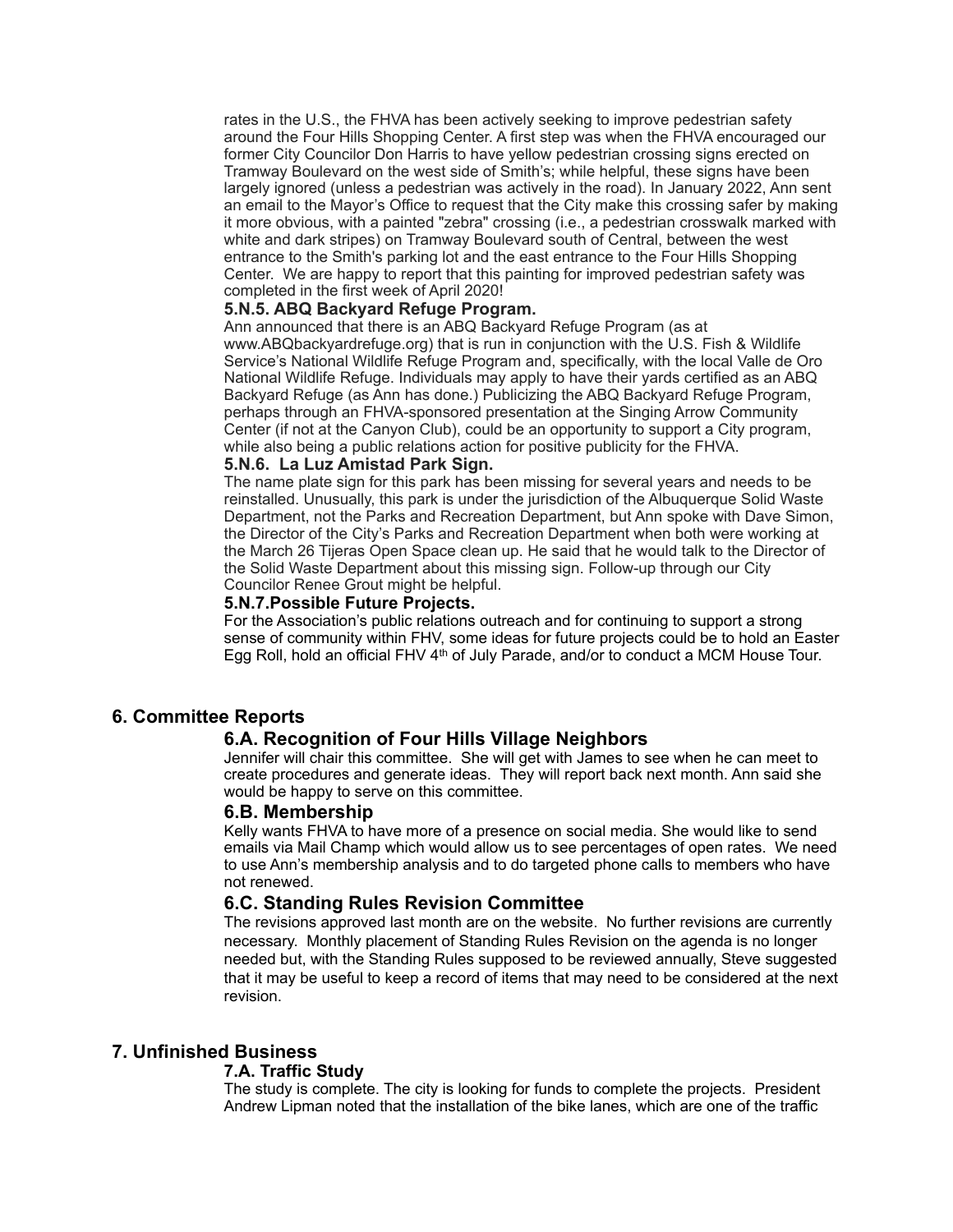rates in the U.S., the FHVA has been actively seeking to improve pedestrian safety around the Four Hills Shopping Center. A first step was when the FHVA encouraged our former City Councilor Don Harris to have yellow pedestrian crossing signs erected on Tramway Boulevard on the west side of Smith's; while helpful, these signs have been largely ignored (unless a pedestrian was actively in the road). In January 2022, Ann sent an email to the Mayor's Office to request that the City make this crossing safer by making it more obvious, with a painted "zebra" crossing (i.e., a pedestrian crosswalk marked with white and dark stripes) on Tramway Boulevard south of Central, between the west entrance to the Smith's parking lot and the east entrance to the Four Hills Shopping Center. We are happy to report that this painting for improved pedestrian safety was completed in the first week of April 2020!

**5.N.5. ABQ Backyard Refuge Program.**

Ann announced that there is an ABQ Backyard Refuge Program (as at www.ABQbackyardrefuge.org) that is run in conjunction with the U.S. Fish & Wildlife Service's National Wildlife Refuge Program and, specifically, with the local Valle de Oro National Wildlife Refuge. Individuals may apply to have their yards certified as an ABQ Backyard Refuge (as Ann has done.) Publicizing the ABQ Backyard Refuge Program, perhaps through an FHVA-sponsored presentation at the Singing Arrow Community Center (if not at the Canyon Club), could be an opportunity to support a City program, while also being a public relations action for positive publicity for the FHVA.

**5.N.6. La Luz Amistad Park Sign.**

The name plate sign for this park has been missing for several years and needs to be reinstalled. Unusually, this park is under the jurisdiction of the Albuquerque Solid Waste Department, not the Parks and Recreation Department, but Ann spoke with Dave Simon, the Director of the City's Parks and Recreation Department when both were working at the March 26 Tijeras Open Space clean up. He said that he would talk to the Director of the Solid Waste Department about this missing sign. Follow-up through our City Councilor Renee Grout might be helpful.

**5.N.7.Possible Future Projects.**

For the Association's public relations outreach and for continuing to support a strong sense of community within FHV, some ideas for future projects could be to hold an Easter Egg Roll, hold an official FHV 4th of July Parade, and/or to conduct a MCM House Tour.

## 6. Committee Reports

### 6.A. Recognition of Four Hills Village Neighbors

Jennifer will chair this committee. She will get with James to see when he can meet to create procedures and generate ideas. They will report back next month. Ann said she would be happy to serve on this committee.

### 6.B. Membership

Kelly wants FHVA to have more of a presence on social media. She would like to send emails via Mail Champ which would allow us to see percentages of open rates. We need to use Ann's membership analysis and to do targeted phone calls to members who have not renewed.

### 6.C. Standing Rules Revision Committee

The revisions approved last month are on the website. No further revisions are currently necessary. Monthly placement of Standing Rules Revision on the agenda is no longer needed but, with the Standing Rules supposed to be reviewed annually, Steve suggested that it may be useful to keep a record of items that may need to be considered at the next revision.

## 7. Unfinished Business

**7.A. Traffic Study**

The study is complete. The city is looking for funds to complete the projects. President Andrew Lipman noted that the installation of the bike lanes, which are one of the traffic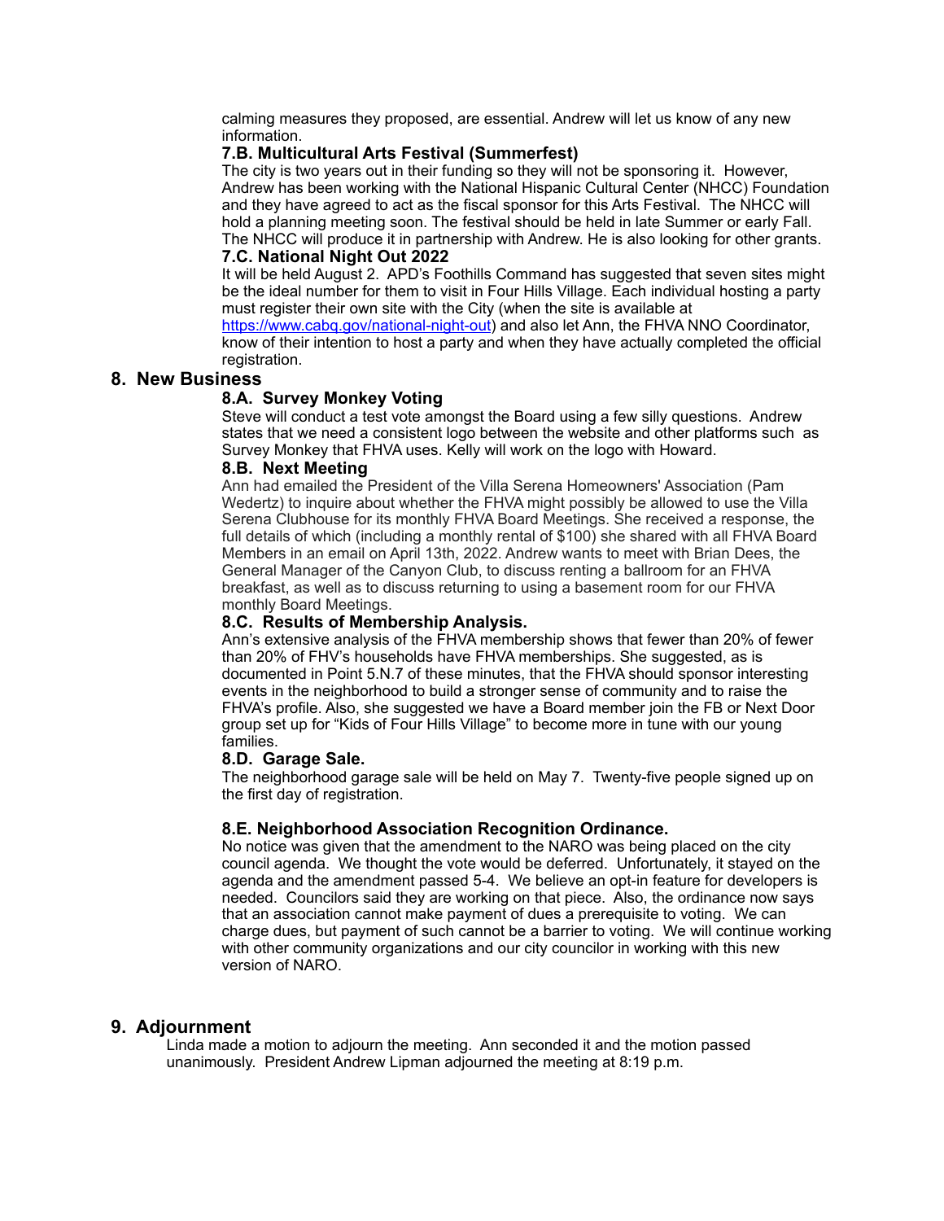calming measures they proposed, are essential. Andrew will let us know of any new information.

### 7.B. Multicultural Arts Festival (Summerfest)

The city is two years out in their funding so they will not be sponsoring it. However, Andrew has been working with the National Hispanic Cultural Center (NHCC) Foundation and they have agreed to act as the fiscal sponsor for this Arts Festival. The NHCC will hold a planning meeting soon. The festival should be held in late Summer or early Fall. The NHCC will produce it in partnership with Andrew. He is also looking for other grants.

### 7.C. National Night Out 2022

It will be held August 2. APD's Foothills Command has suggested that seven sites might be the ideal number for them to visit in Four Hills Village. Each individual hosting a party must register their own site with the City (when the site is available at [https://www.cabq.gov/national-night-out](https://www.cabq.gov/national-night-out)) and also let Ann, the FHVA NNO Coordinator, know of their intention to host a party and when they have actually completed the official registration.

## 8. New Business

### 8.A. Survey Monkey Voting

Steve will conduct a test vote amongst the Board using a few silly questions. Andrew states that we need a consistent logo between the website and other platforms such as Survey Monkey that FHVA uses. Kelly will work on the logo with Howard.

### 8.B. Next Meeting

Ann had emailed the President of the Villa Serena Homeowners' Association (Pam Wedertz) to inquire about whether the FHVA might possibly be allowed to use the Villa Serena Clubhouse for its monthly FHVA Board Meetings. She received a response, the full details of which (including a monthly rental of $100) she shared with all FHVA Board Members in an email on April 13th, 2022. Andrew wants to meet with Brian Dees, the General Manager of the Canyon Club, to discuss renting a ballroom for an FHVA breakfast, as well as to discuss returning to using a basement room for our FHVA monthly Board Meetings.

### 8.C. Results of Membership Analysis.

Ann's extensive analysis of the FHVA membership shows that fewer than 20% of fewer than 20% of FHV's households have FHVA memberships. She suggested, as is documented in Point 5.N.7 of these minutes, that the FHVA should sponsor interesting events in the neighborhood to build a stronger sense of community and to raise the FHVA's profile. Also, she suggested we have a Board member join the FB or Next Door group set up for "Kids of Four Hills Village" to become more in tune with our young families.

### 8.D. Garage Sale.

The neighborhood garage sale will be held on May 7. Twenty-five people signed up on the first day of registration.

### 8.E. Neighborhood Association Recognition Ordinance.

No notice was given that the amendment to the NARO was being placed on the city council agenda. We thought the vote would be deferred. Unfortunately, it stayed on the agenda and the amendment passed 5-4. We believe an opt-in feature for developers is needed. Councilors said they are working on that piece. Also, the ordinance now says that an association cannot make payment of dues a prerequisite to voting. We can charge dues, but payment of such cannot be a barrier to voting. We will continue working with other community organizations and our city councilor in working with this new version of NARO.

## 9. Adjournment

Linda made a motion to adjourn the meeting. Ann seconded it and the motion passed unanimously. President Andrew Lipman adjourned the meeting at 8:19 p.m.